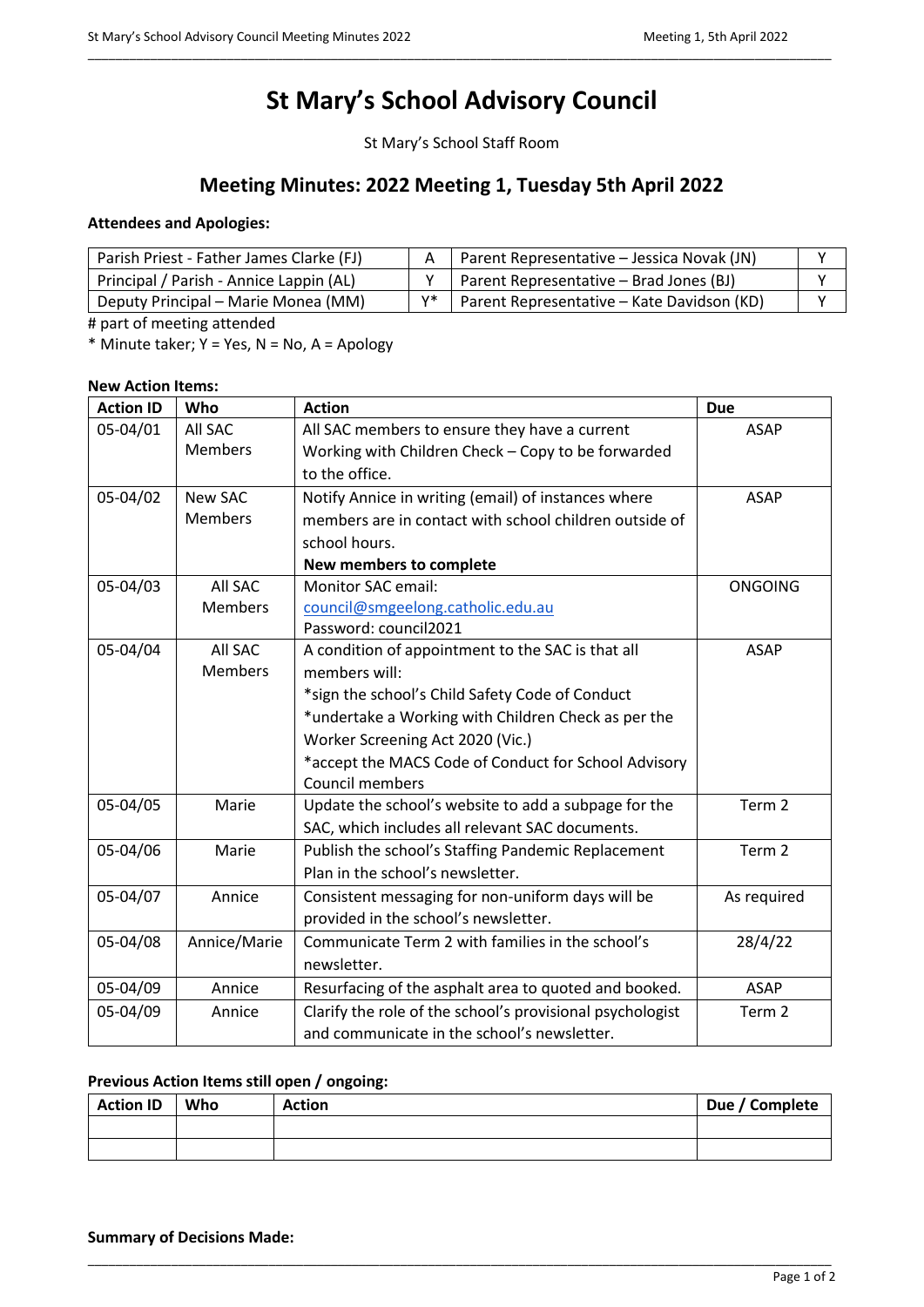# St Mary's School Advisory Council

St Mary's School Staff Room

## Meeting Minutes: 2022 Meeting 1, Tuesday 5th April 2022

**Attendees and Apologies:**

| Parish Priest - Father James Clarke (FJ) | A | Parent Representative – Jessica Novak (JN) | Y |
|---|---|---|---|
| Principal / Parish - Annice Lappin (AL) | Y | Parent Representative – Brad Jones (BJ) | Y |
| Deputy Principal – Marie Monea (MM) | Y* | Parent Representative – Kate Davidson (KD) | Y |

# part of meeting attended

* Minute taker; Y = Yes, N = No, A = Apology

**New Action Items:**

| Action ID | Who | Action | Due |
|---|---|---|---|
| 05-04/01 | All SAC Members | All SAC members to ensure they have a current Working with Children Check – Copy to be forwarded to the office. | ASAP |
| 05-04/02 | New SAC Members | Notify Annice in writing (email) of instances where members are in contact with school children outside of school hours. **New members to complete** | ASAP |
| 05-04/03 | All SAC Members | Monitor SAC email: council@smgeelong.catholic.edu.au Password: council2021 | ONGOING |
| 05-04/04 | All SAC Members | A condition of appointment to the SAC is that all members will: *sign the school's Child Safety Code of Conduct *undertake a Working with Children Check as per the Worker Screening Act 2020 (Vic.) *accept the MACS Code of Conduct for School Advisory Council members | ASAP |
| 05-04/05 | Marie | Update the school's website to add a subpage for the SAC, which includes all relevant SAC documents. | Term 2 |
| 05-04/06 | Marie | Publish the school's Staffing Pandemic Replacement Plan in the school's newsletter. | Term 2 |
| 05-04/07 | Annice | Consistent messaging for non-uniform days will be provided in the school's newsletter. | As required |
| 05-04/08 | Annice/Marie | Communicate Term 2 with families in the school's newsletter. | 28/4/22 |
| 05-04/09 | Annice | Resurfacing of the asphalt area to quoted and booked. | ASAP |
| 05-04/09 | Annice | Clarify the role of the school's provisional psychologist and communicate in the school's newsletter. | Term 2 |

**Previous Action Items still open / ongoing:**

| Action ID | Who | Action | Due / Complete |
|---|---|---|---|
| | | | |
| | | | |

**Summary of Decisions Made:**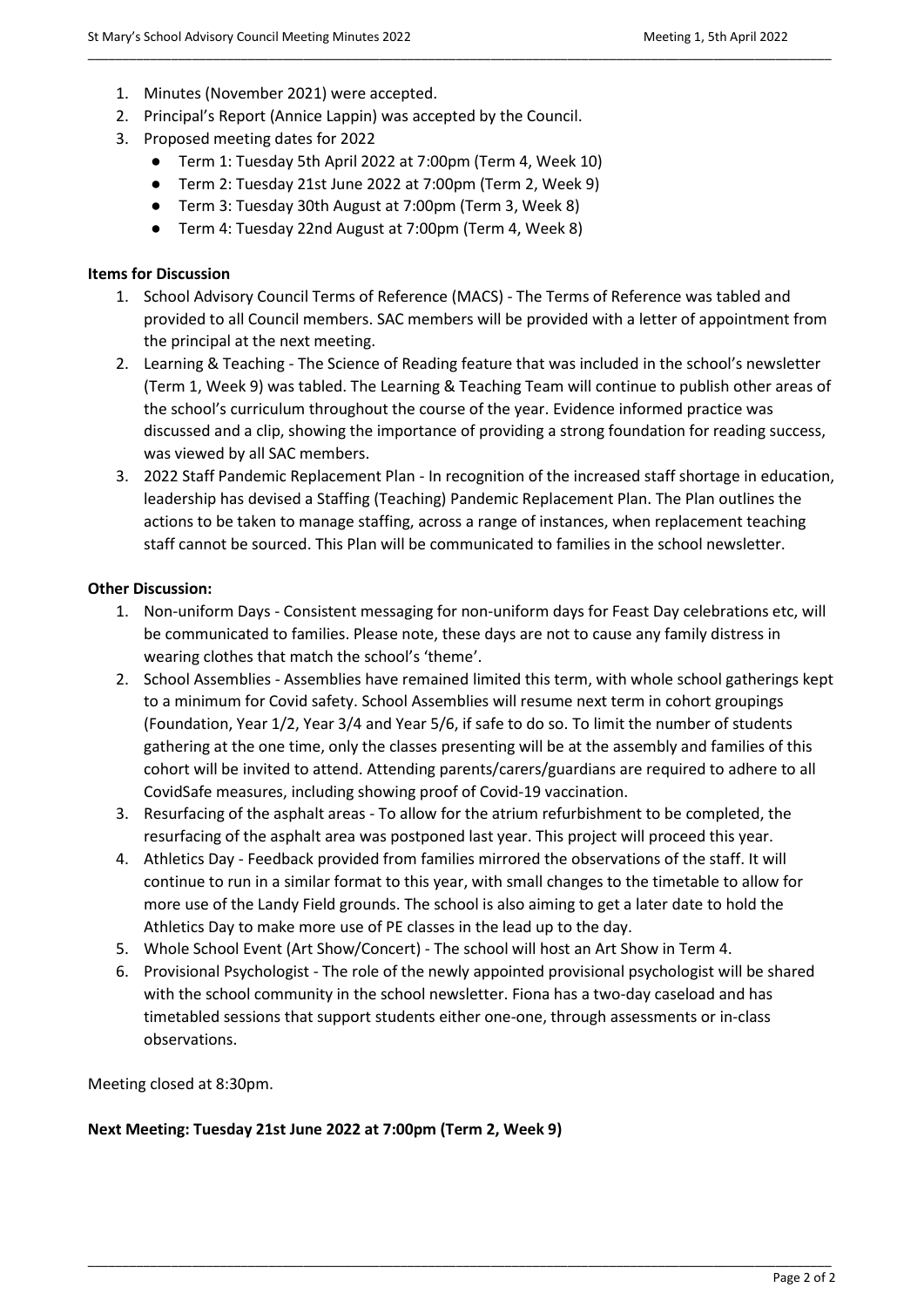1. Minutes (November 2021) were accepted.
2. Principal's Report (Annice Lappin) was accepted by the Council.
3. Proposed meeting dates for 2022
   - Term 1: Tuesday 5th April 2022 at 7:00pm (Term 4, Week 10)
   - Term 2: Tuesday 21st June 2022 at 7:00pm (Term 2, Week 9)
   - Term 3: Tuesday 30th August at 7:00pm (Term 3, Week 8)
   - Term 4: Tuesday 22nd August at 7:00pm (Term 4, Week 8)

**Items for Discussion**

1. School Advisory Council Terms of Reference (MACS) - The Terms of Reference was tabled and provided to all Council members. SAC members will be provided with a letter of appointment from the principal at the next meeting.
2. Learning & Teaching - The Science of Reading feature that was included in the school's newsletter (Term 1, Week 9) was tabled. The Learning & Teaching Team will continue to publish other areas of the school's curriculum throughout the course of the year. Evidence informed practice was discussed and a clip, showing the importance of providing a strong foundation for reading success, was viewed by all SAC members.
3. 2022 Staff Pandemic Replacement Plan - In recognition of the increased staff shortage in education, leadership has devised a Staffing (Teaching) Pandemic Replacement Plan. The Plan outlines the actions to be taken to manage staffing, across a range of instances, when replacement teaching staff cannot be sourced. This Plan will be communicated to families in the school newsletter.

**Other Discussion:**

1. Non-uniform Days - Consistent messaging for non-uniform days for Feast Day celebrations etc, will be communicated to families. Please note, these days are not to cause any family distress in wearing clothes that match the school's 'theme'.
2. School Assemblies - Assemblies have remained limited this term, with whole school gatherings kept to a minimum for Covid safety. School Assemblies will resume next term in cohort groupings (Foundation, Year 1/2, Year 3/4 and Year 5/6, if safe to do so. To limit the number of students gathering at the one time, only the classes presenting will be at the assembly and families of this cohort will be invited to attend. Attending parents/carers/guardians are required to adhere to all CovidSafe measures, including showing proof of Covid-19 vaccination.
3. Resurfacing of the asphalt areas - To allow for the atrium refurbishment to be completed, the resurfacing of the asphalt area was postponed last year. This project will proceed this year.
4. Athletics Day - Feedback provided from families mirrored the observations of the staff. It will continue to run in a similar format to this year, with small changes to the timetable to allow for more use of the Landy Field grounds. The school is also aiming to get a later date to hold the Athletics Day to make more use of PE classes in the lead up to the day.
5. Whole School Event (Art Show/Concert) - The school will host an Art Show in Term 4.
6. Provisional Psychologist - The role of the newly appointed provisional psychologist will be shared with the school community in the school newsletter. Fiona has a two-day caseload and has timetabled sessions that support students either one-one, through assessments or in-class observations.

Meeting closed at 8:30pm.

**Next Meeting: Tuesday 21st June 2022 at 7:00pm (Term 2, Week 9)**